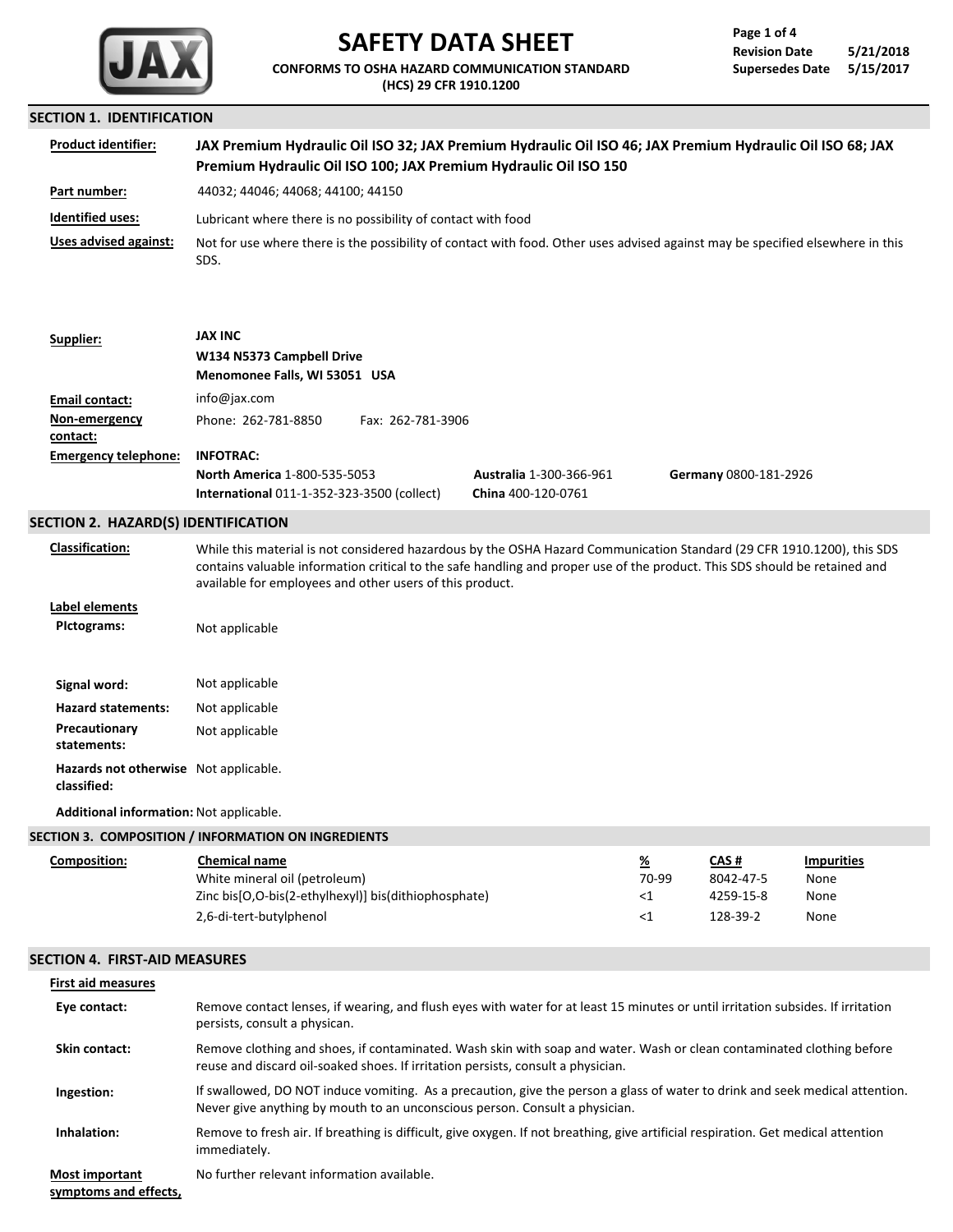# SAFETY DATA SHEET

**CONFORMS TO OSHA HAZARD COMMUNICATION STANDARD (HCS) 29 CFR 1910.1200**

**Revision Date** 5/21/2018
**Supersedes Date** 5/15/2017

## SECTION 1. IDENTIFICATION

**Product identifier:** **JAX Premium Hydraulic Oil ISO 32; JAX Premium Hydraulic Oil ISO 46; JAX Premium Hydraulic Oil ISO 68; JAX Premium Hydraulic Oil ISO 100; JAX Premium Hydraulic Oil ISO 150**

**Part number:** 44032; 44046; 44068; 44100; 44150

**Identified uses:** Lubricant where there is no possibility of contact with food

**Uses advised against:** Not for use where there is the possibility of contact with food. Other uses advised against may be specified elsewhere in this SDS.

**Supplier:** **JAX INC**
**W134 N5373 Campbell Drive**
**Menomonee Falls, WI 53051 USA**

**Email contact:** info@jax.com

**Non-emergency contact:** Phone: 262-781-8850 Fax: 262-781-3906

**Emergency telephone:** **INFOTRAC:**
**North America** 1-800-535-5053
**International** 011-1-352-323-3500 (collect)
**Australia** 1-300-366-961
**China** 400-120-0761
**Germany** 0800-181-2926

## SECTION 2. HAZARD(S) IDENTIFICATION

**Classification:** While this material is not considered hazardous by the OSHA Hazard Communication Standard (29 CFR 1910.1200), this SDS contains valuable information critical to the safe handling and proper use of the product. This SDS should be retained and available for employees and other users of this product.

**Label elements**

**PIctograms:** Not applicable

**Signal word:** Not applicable

**Hazard statements:** Not applicable

**Precautionary statements:** Not applicable

**Hazards not otherwise classified:** Not applicable.

**Additional information:** Not applicable.

## SECTION 3. COMPOSITION / INFORMATION ON INGREDIENTS

**Composition:**

| Chemical name | % | CAS # | Impurities |
|---|---|---|---|
| White mineral oil (petroleum) | 70-99 | 8042-47-5 | None |
| Zinc bis[O,O-bis(2-ethylhexyl)] bis(dithiophosphate) | <1 | 4259-15-8 | None |
| 2,6-di-tert-butylphenol | <1 | 128-39-2 | None |

## SECTION 4. FIRST-AID MEASURES

**First aid measures**

**Eye contact:** Remove contact lenses, if wearing, and flush eyes with water for at least 15 minutes or until irritation subsides. If irritation persists, consult a physican.

**Skin contact:** Remove clothing and shoes, if contaminated. Wash skin with soap and water. Wash or clean contaminated clothing before reuse and discard oil-soaked shoes. If irritation persists, consult a physician.

**Ingestion:** If swallowed, DO NOT induce vomiting. As a precaution, give the person a glass of water to drink and seek medical attention. Never give anything by mouth to an unconscious person. Consult a physician.

**Inhalation:** Remove to fresh air. If breathing is difficult, give oxygen. If not breathing, give artificial respiration. Get medical attention immediately.

**Most important symptoms and effects,** No further relevant information available.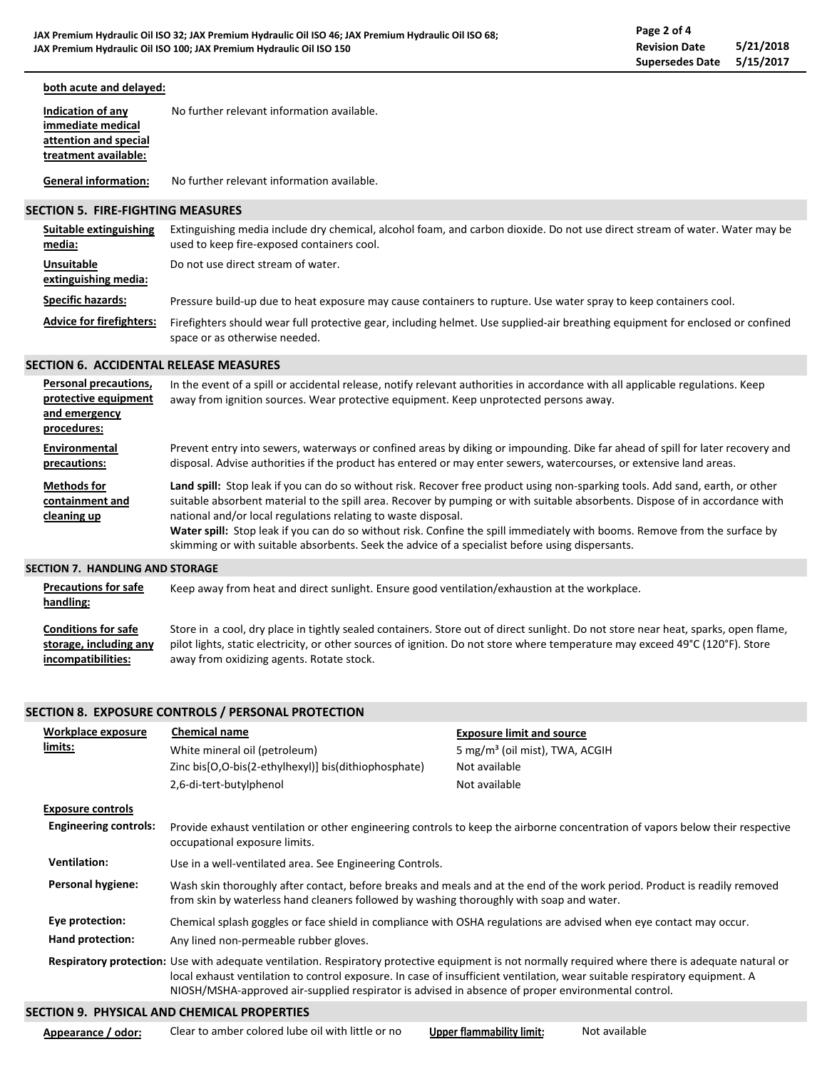**both acute and delayed:**

**Indication of any immediate medical attention and special treatment available:** No further relevant information available.

**General information:** No further relevant information available.

## SECTION 5. FIRE-FIGHTING MEASURES

**Suitable extinguishing media:** Extinguishing media include dry chemical, alcohol foam, and carbon dioxide. Do not use direct stream of water. Water may be used to keep fire-exposed containers cool.

**Unsuitable extinguishing media:** Do not use direct stream of water.

**Specific hazards:** Pressure build-up due to heat exposure may cause containers to rupture. Use water spray to keep containers cool.

**Advice for firefighters:** Firefighters should wear full protective gear, including helmet. Use supplied-air breathing equipment for enclosed or confined space or as otherwise needed.

## SECTION 6. ACCIDENTAL RELEASE MEASURES

**Personal precautions, protective equipment and emergency procedures:** In the event of a spill or accidental release, notify relevant authorities in accordance with all applicable regulations. Keep away from ignition sources. Wear protective equipment. Keep unprotected persons away.

**Environmental precautions:** Prevent entry into sewers, waterways or confined areas by diking or impounding. Dike far ahead of spill for later recovery and disposal. Advise authorities if the product has entered or may enter sewers, watercourses, or extensive land areas.

**Methods for containment and cleaning up**

**Land spill:** Stop leak if you can do so without risk. Recover free product using non-sparking tools. Add sand, earth, or other suitable absorbent material to the spill area. Recover by pumping or with suitable absorbents. Dispose of in accordance with national and/or local regulations relating to waste disposal.

**Water spill:** Stop leak if you can do so without risk. Confine the spill immediately with booms. Remove from the surface by skimming or with suitable absorbents. Seek the advice of a specialist before using dispersants.

## SECTION 7. HANDLING AND STORAGE

**Precautions for safe handling:** Keep away from heat and direct sunlight. Ensure good ventilation/exhaustion at the workplace.

**Conditions for safe storage, including any incompatibilities:** Store in a cool, dry place in tightly sealed containers. Store out of direct sunlight. Do not store near heat, sparks, open flame, pilot lights, static electricity, or other sources of ignition. Do not store where temperature may exceed 49°C (120°F). Store away from oxidizing agents. Rotate stock.

## SECTION 8. EXPOSURE CONTROLS / PERSONAL PROTECTION

**Workplace exposure limits:**

| Chemical name | Exposure limit and source |
|---|---|
| White mineral oil (petroleum) | 5 mg/m³ (oil mist), TWA, ACGIH |
| Zinc bis[O,O-bis(2-ethylhexyl)] bis(dithiophosphate) | Not available |
| 2,6-di-tert-butylphenol | Not available |

**Exposure controls**

**Engineering controls:** Provide exhaust ventilation or other engineering controls to keep the airborne concentration of vapors below their respective occupational exposure limits.

**Ventilation:** Use in a well-ventilated area. See Engineering Controls.

**Personal hygiene:** Wash skin thoroughly after contact, before breaks and meals and at the end of the work period. Product is readily removed from skin by waterless hand cleaners followed by washing thoroughly with soap and water.

**Eye protection:** Chemical splash goggles or face shield in compliance with OSHA regulations are advised when eye contact may occur.

**Hand protection:** Any lined non-permeable rubber gloves.

**Respiratory protection:** Use with adequate ventilation. Respiratory protective equipment is not normally required where there is adequate natural or local exhaust ventilation to control exposure. In case of insufficient ventilation, wear suitable respiratory equipment. A NIOSH/MSHA-approved air-supplied respirator is advised in absence of proper environmental control.

## SECTION 9. PHYSICAL AND CHEMICAL PROPERTIES

**Appearance / odor:** Clear to amber colored lube oil with little or no

**Upper flammability limit:** Not available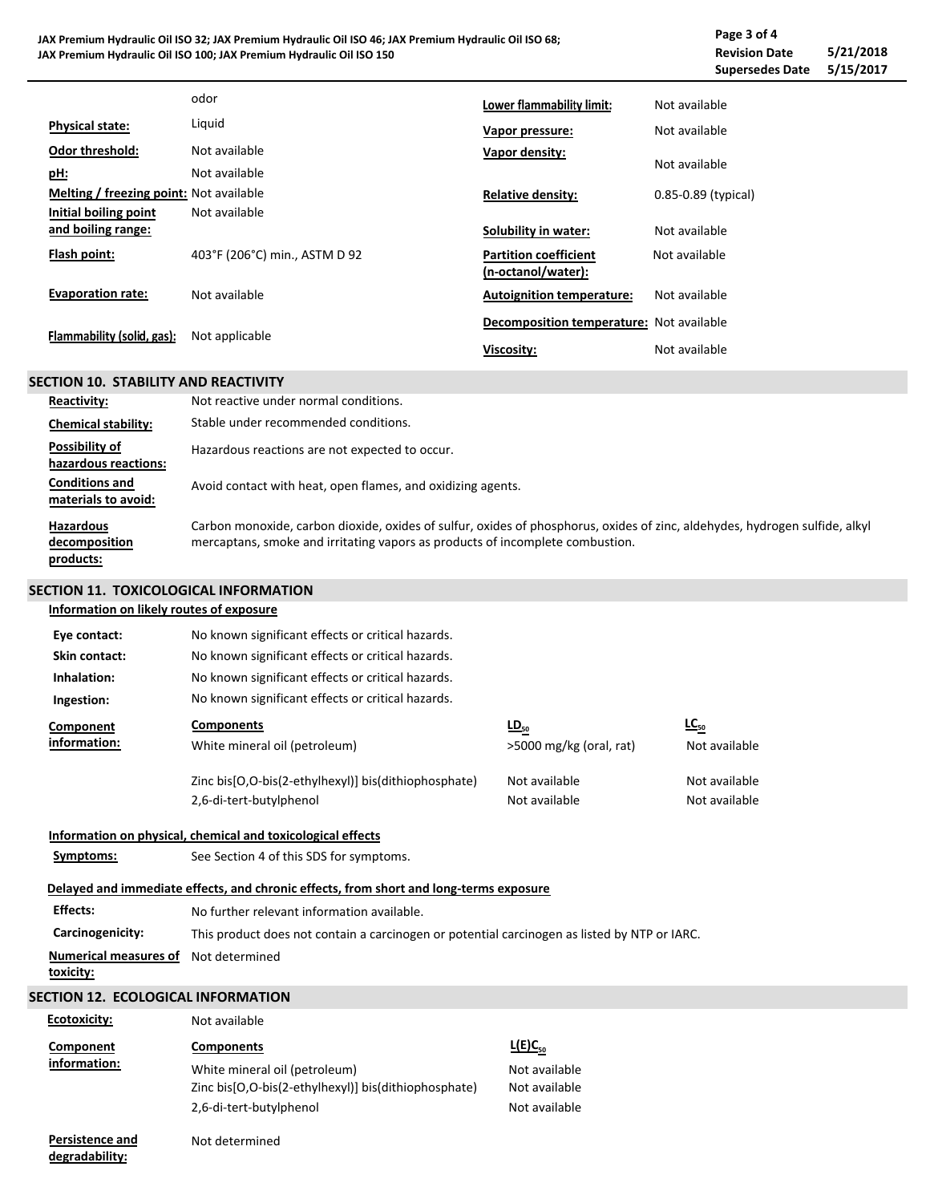| | | | |
|---|---|---|---|
| | odor | **Lower flammability limit:** | Not available |
| **Physical state:** | Liquid | **Vapor pressure:** | Not available |
| **Odor threshold:** | Not available | **Vapor density:** | Not available |
| **pH:** | Not available | | |
| **Melting / freezing point:** | Not available | **Relative density:** | 0.85-0.89 (typical) |
| **Initial boiling point and boiling range:** | Not available | **Solubility in water:** | Not available |
| **Flash point:** | 403°F (206°C) min., ASTM D 92 | **Partition coefficient (n-octanol/water):** | Not available |
| **Evaporation rate:** | Not available | **Autoignition temperature:** | Not available |
| **Flammability (solid, gas):** | Not applicable | **Decomposition temperature:** | Not available |
| | | **Viscosity:** | Not available |

## SECTION 10. STABILITY AND REACTIVITY

**Reactivity:** Not reactive under normal conditions.

**Chemical stability:** Stable under recommended conditions.

**Possibility of hazardous reactions:** Hazardous reactions are not expected to occur.

**Conditions and materials to avoid:** Avoid contact with heat, open flames, and oxidizing agents.

**Hazardous decomposition products:** Carbon monoxide, carbon dioxide, oxides of sulfur, oxides of phosphorus, oxides of zinc, aldehydes, hydrogen sulfide, alkyl mercaptans, smoke and irritating vapors as products of incomplete combustion.

## SECTION 11. TOXICOLOGICAL INFORMATION

**Information on likely routes of exposure**

**Eye contact:** No known significant effects or critical hazards.

**Skin contact:** No known significant effects or critical hazards.

**Inhalation:** No known significant effects or critical hazards.

**Ingestion:** No known significant effects or critical hazards.

**Component information:**

| Components | $LD_{50}$ | $LC_{50}$ |
|---|---|---|
| White mineral oil (petroleum) | >5000 mg/kg (oral, rat) | Not available |
| Zinc bis[O,O-bis(2-ethylhexyl)] bis(dithiophosphate) | Not available | Not available |
| 2,6-di-tert-butylphenol | Not available | Not available |

**Information on physical, chemical and toxicological effects**

**Symptoms:** See Section 4 of this SDS for symptoms.

**Delayed and immediate effects, and chronic effects, from short and long-terms exposure**

**Effects:** No further relevant information available.

**Carcinogenicity:** This product does not contain a carcinogen or potential carcinogen as listed by NTP or IARC.

**Numerical measures of toxicity:** Not determined

## SECTION 12. ECOLOGICAL INFORMATION

**Ecotoxicity:** Not available

**Component information:**

| Components | $L(E)C_{50}$ |
|---|---|
| White mineral oil (petroleum) | Not available |
| Zinc bis[O,O-bis(2-ethylhexyl)] bis(dithiophosphate) | Not available |
| 2,6-di-tert-butylphenol | Not available |

**Persistence and degradability:** Not determined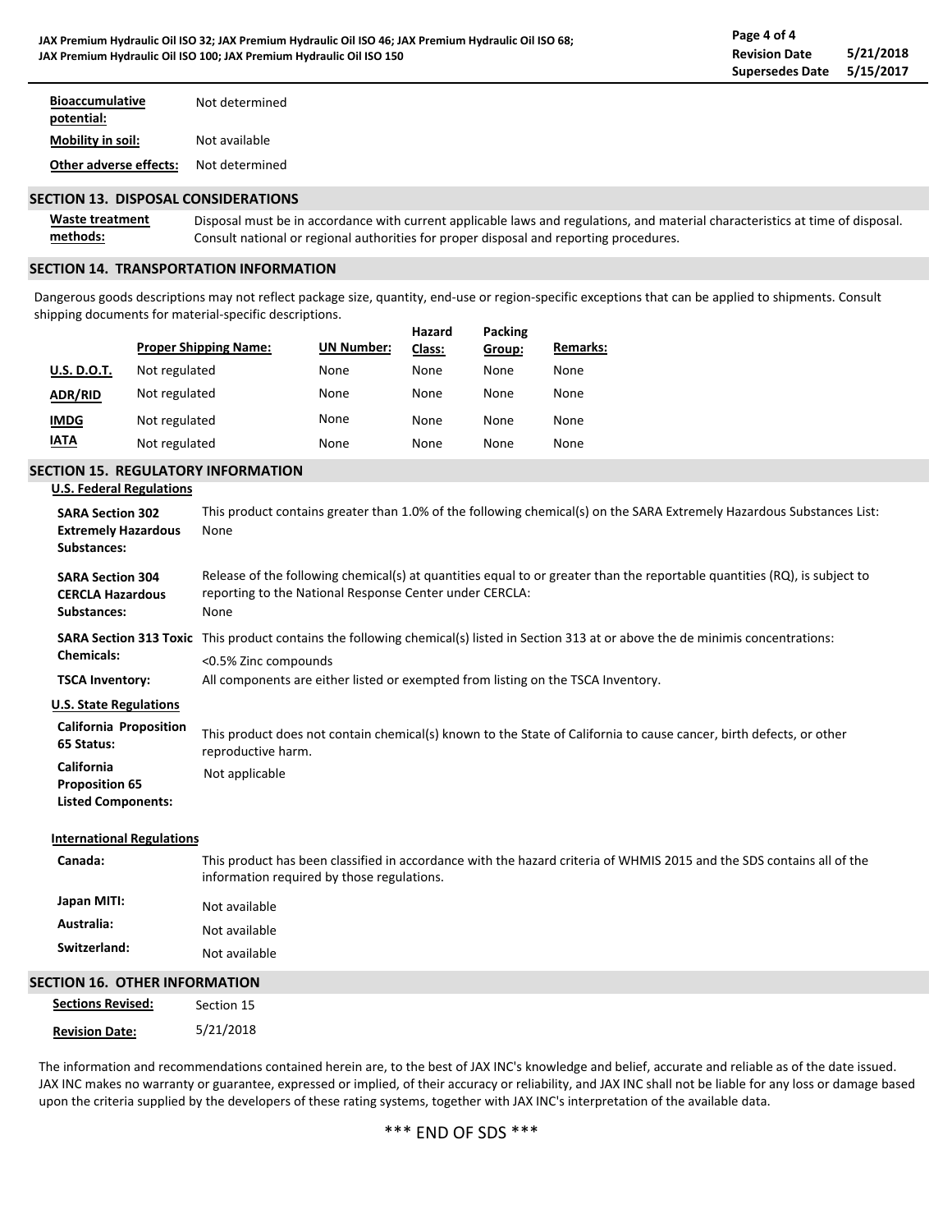**Bioaccumulative potential:** Not determined

**Mobility in soil:** Not available

**Other adverse effects:** Not determined

## SECTION 13. DISPOSAL CONSIDERATIONS

**Waste treatment methods:** Disposal must be in accordance with current applicable laws and regulations, and material characteristics at time of disposal. Consult national or regional authorities for proper disposal and reporting procedures.

## SECTION 14. TRANSPORTATION INFORMATION

Dangerous goods descriptions may not reflect package size, quantity, end-use or region-specific exceptions that can be applied to shipments. Consult shipping documents for material-specific descriptions.

| | Proper Shipping Name: | UN Number: | Hazard Class: | Packing Group: | Remarks: |
|---|---|---|---|---|---|
| U.S. D.O.T. | Not regulated | None | None | None | None |
| ADR/RID | Not regulated | None | None | None | None |
| IMDG | Not regulated | None | None | None | None |
| IATA | Not regulated | None | None | None | None |

## SECTION 15. REGULATORY INFORMATION

### U.S. Federal Regulations

**SARA Section 302 Extremely Hazardous Substances:** This product contains greater than 1.0% of the following chemical(s) on the SARA Extremely Hazardous Substances List: None

**SARA Section 304 CERCLA Hazardous Substances:** Release of the following chemical(s) at quantities equal to or greater than the reportable quantities (RQ), is subject to reporting to the National Response Center under CERCLA: None

**SARA Section 313 Toxic Chemicals:** This product contains the following chemical(s) listed in Section 313 at or above the de minimis concentrations: <0.5% Zinc compounds

**TSCA Inventory:** All components are either listed or exempted from listing on the TSCA Inventory.

### U.S. State Regulations

**California Proposition 65 Status:** This product does not contain chemical(s) known to the State of California to cause cancer, birth defects, or other reproductive harm.

**California Proposition 65 Listed Components:** Not applicable

### International Regulations

**Canada:** This product has been classified in accordance with the hazard criteria of WHMIS 2015 and the SDS contains all of the information required by those regulations.

**Japan MITI:** Not available

**Australia:** Not available

**Switzerland:** Not available

## SECTION 16. OTHER INFORMATION

**Sections Revised:** Section 15

**Revision Date:** 5/21/2018

The information and recommendations contained herein are, to the best of JAX INC's knowledge and belief, accurate and reliable as of the date issued. JAX INC makes no warranty or guarantee, expressed or implied, of their accuracy or reliability, and JAX INC shall not be liable for any loss or damage based upon the criteria supplied by the developers of these rating systems, together with JAX INC's interpretation of the available data.

\*\*\* END OF SDS \*\*\*